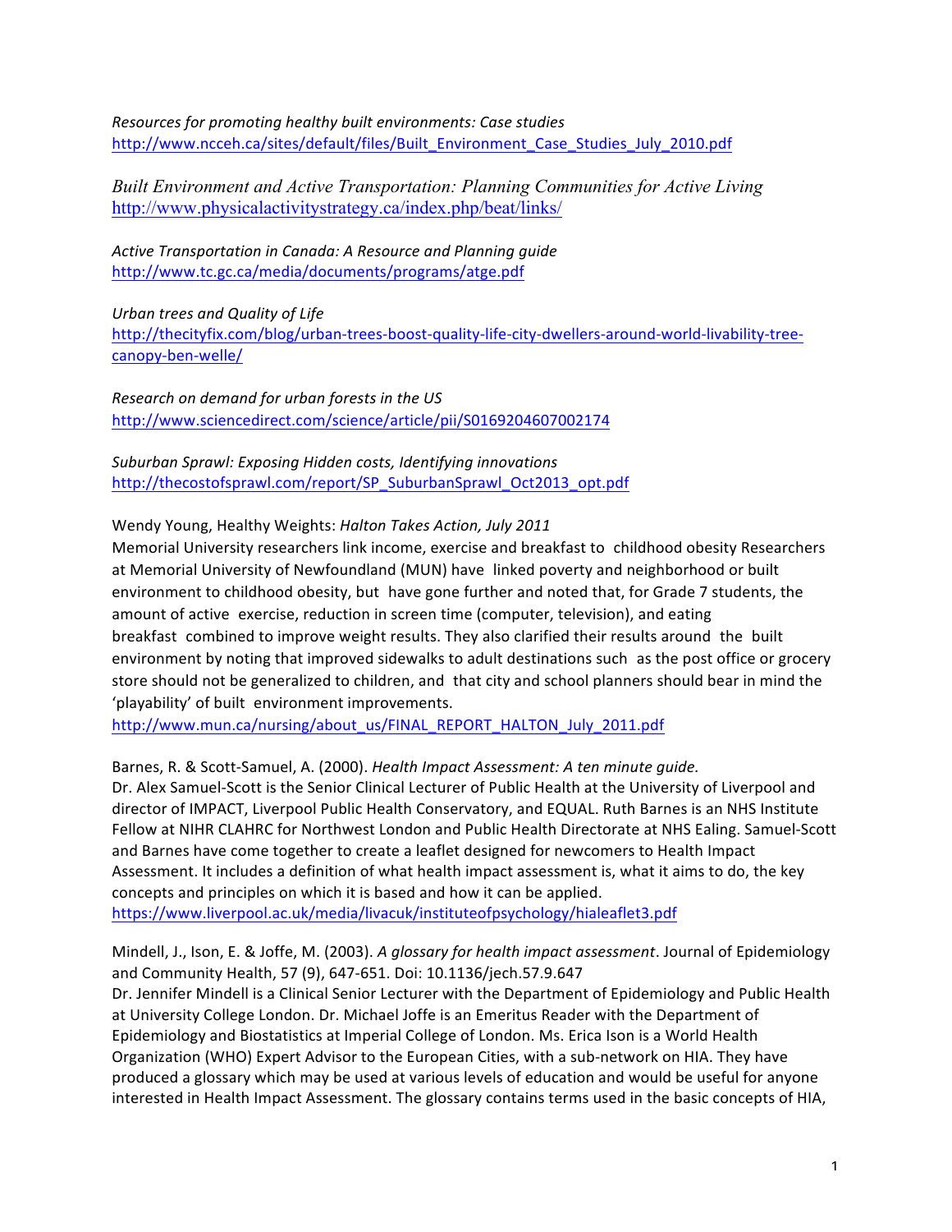*Resources for promoting healthy built environments: Case studies*
http://www.ncceh.ca/sites/default/files/Built_Environment_Case_Studies_July_2010.pdf

*Built Environment and Active Transportation: Planning Communities for Active Living*
http://www.physicalactivitystrategy.ca/index.php/beat/links/

*Active Transportation in Canada: A Resource and Planning guide*
http://www.tc.gc.ca/media/documents/programs/atge.pdf

*Urban trees and Quality of Life*
http://thecityfix.com/blog/urban-trees-boost-quality-life-city-dwellers-around-world-livability-tree-canopy-ben-welle/

*Research on demand for urban forests in the US*
http://www.sciencedirect.com/science/article/pii/S0169204607002174

*Suburban Sprawl: Exposing Hidden costs, Identifying innovations*
http://thecostofsprawl.com/report/SP_SuburbanSprawl_Oct2013_opt.pdf

Wendy Young, Healthy Weights: *Halton Takes Action, July 2011*
Memorial University researchers link income, exercise and breakfast to childhood obesity Researchers at Memorial University of Newfoundland (MUN) have linked poverty and neighborhood or built environment to childhood obesity, but have gone further and noted that, for Grade 7 students, the amount of active exercise, reduction in screen time (computer, television), and eating breakfast combined to improve weight results. They also clarified their results around the built environment by noting that improved sidewalks to adult destinations such as the post office or grocery store should not be generalized to children, and that city and school planners should bear in mind the 'playability' of built environment improvements.
http://www.mun.ca/nursing/about_us/FINAL_REPORT_HALTON_July_2011.pdf

Barnes, R. & Scott-Samuel, A. (2000). *Health Impact Assessment: A ten minute guide.*
Dr. Alex Samuel-Scott is the Senior Clinical Lecturer of Public Health at the University of Liverpool and director of IMPACT, Liverpool Public Health Conservatory, and EQUAL. Ruth Barnes is an NHS Institute Fellow at NIHR CLAHRC for Northwest London and Public Health Directorate at NHS Ealing. Samuel-Scott and Barnes have come together to create a leaflet designed for newcomers to Health Impact Assessment. It includes a definition of what health impact assessment is, what it aims to do, the key concepts and principles on which it is based and how it can be applied.
https://www.liverpool.ac.uk/media/livacuk/instituteofpsychology/hialeaflet3.pdf

Mindell, J., Ison, E. & Joffe, M. (2003). *A glossary for health impact assessment*. Journal of Epidemiology and Community Health, 57 (9), 647-651. Doi: 10.1136/jech.57.9.647
Dr. Jennifer Mindell is a Clinical Senior Lecturer with the Department of Epidemiology and Public Health at University College London. Dr. Michael Joffe is an Emeritus Reader with the Department of Epidemiology and Biostatistics at Imperial College of London. Ms. Erica Ison is a World Health Organization (WHO) Expert Advisor to the European Cities, with a sub-network on HIA. They have produced a glossary which may be used at various levels of education and would be useful for anyone interested in Health Impact Assessment. The glossary contains terms used in the basic concepts of HIA,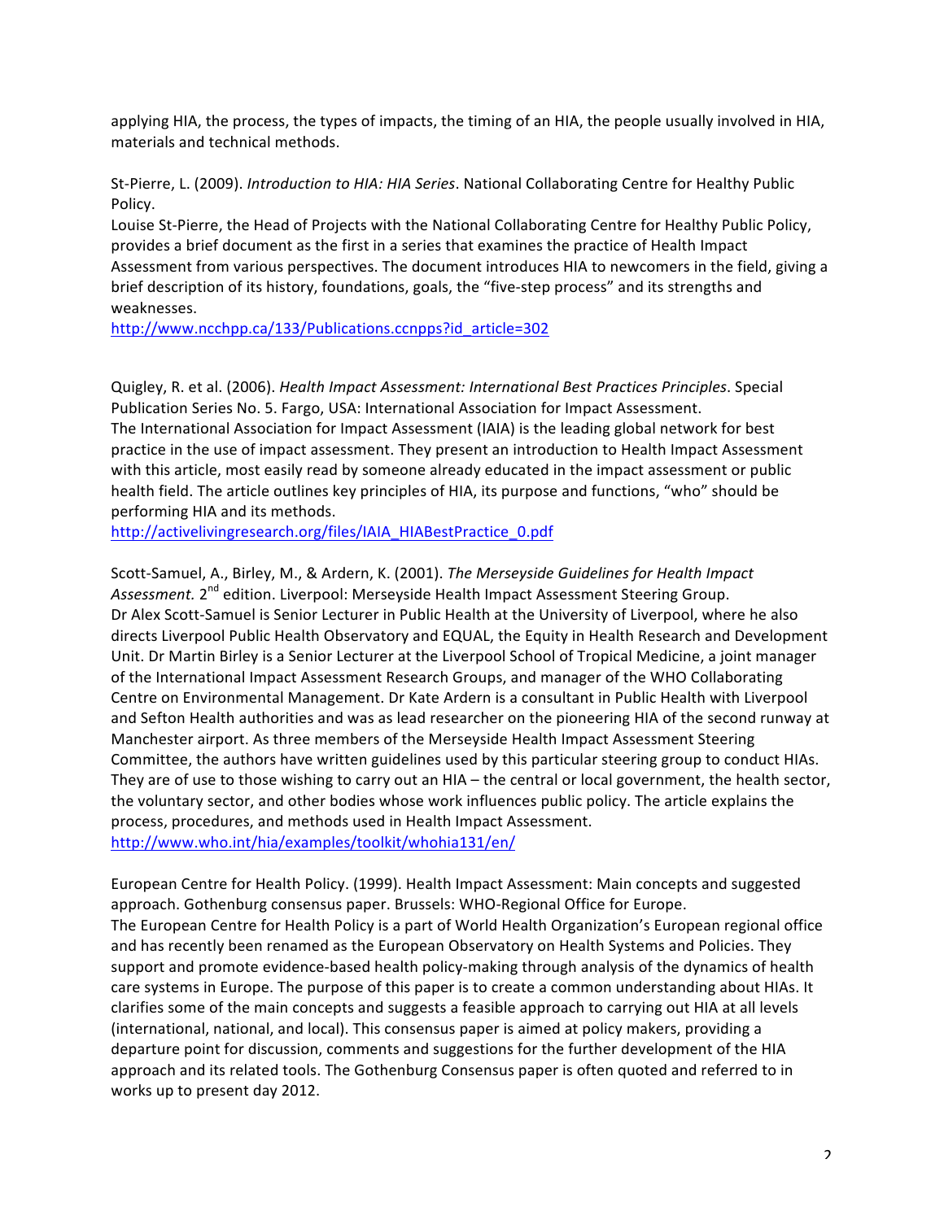applying HIA, the process, the types of impacts, the timing of an HIA, the people usually involved in HIA, materials and technical methods.

St-Pierre, L. (2009). *Introduction to HIA: HIA Series*. National Collaborating Centre for Healthy Public Policy.
Louise St-Pierre, the Head of Projects with the National Collaborating Centre for Healthy Public Policy, provides a brief document as the first in a series that examines the practice of Health Impact Assessment from various perspectives. The document introduces HIA to newcomers in the field, giving a brief description of its history, foundations, goals, the "five-step process" and its strengths and weaknesses.
http://www.ncchpp.ca/133/Publications.ccnpps?id_article=302

Quigley, R. et al. (2006). *Health Impact Assessment: International Best Practices Principles*. Special Publication Series No. 5. Fargo, USA: International Association for Impact Assessment.
The International Association for Impact Assessment (IAIA) is the leading global network for best practice in the use of impact assessment. They present an introduction to Health Impact Assessment with this article, most easily read by someone already educated in the impact assessment or public health field. The article outlines key principles of HIA, its purpose and functions, "who" should be performing HIA and its methods.
http://activelivingresearch.org/files/IAIA_HIABestPractice_0.pdf

Scott-Samuel, A., Birley, M., & Ardern, K. (2001). *The Merseyside Guidelines for Health Impact Assessment.* 2nd edition. Liverpool: Merseyside Health Impact Assessment Steering Group.
Dr Alex Scott-Samuel is Senior Lecturer in Public Health at the University of Liverpool, where he also directs Liverpool Public Health Observatory and EQUAL, the Equity in Health Research and Development Unit. Dr Martin Birley is a Senior Lecturer at the Liverpool School of Tropical Medicine, a joint manager of the International Impact Assessment Research Groups, and manager of the WHO Collaborating Centre on Environmental Management. Dr Kate Ardern is a consultant in Public Health with Liverpool and Sefton Health authorities and was as lead researcher on the pioneering HIA of the second runway at Manchester airport. As three members of the Merseyside Health Impact Assessment Steering Committee, the authors have written guidelines used by this particular steering group to conduct HIAs. They are of use to those wishing to carry out an HIA – the central or local government, the health sector, the voluntary sector, and other bodies whose work influences public policy. The article explains the process, procedures, and methods used in Health Impact Assessment.
http://www.who.int/hia/examples/toolkit/whohia131/en/

European Centre for Health Policy. (1999). Health Impact Assessment: Main concepts and suggested approach. Gothenburg consensus paper. Brussels: WHO-Regional Office for Europe.
The European Centre for Health Policy is a part of World Health Organization's European regional office and has recently been renamed as the European Observatory on Health Systems and Policies. They support and promote evidence-based health policy-making through analysis of the dynamics of health care systems in Europe. The purpose of this paper is to create a common understanding about HIAs. It clarifies some of the main concepts and suggests a feasible approach to carrying out HIA at all levels (international, national, and local). This consensus paper is aimed at policy makers, providing a departure point for discussion, comments and suggestions for the further development of the HIA approach and its related tools. The Gothenburg Consensus paper is often quoted and referred to in works up to present day 2012.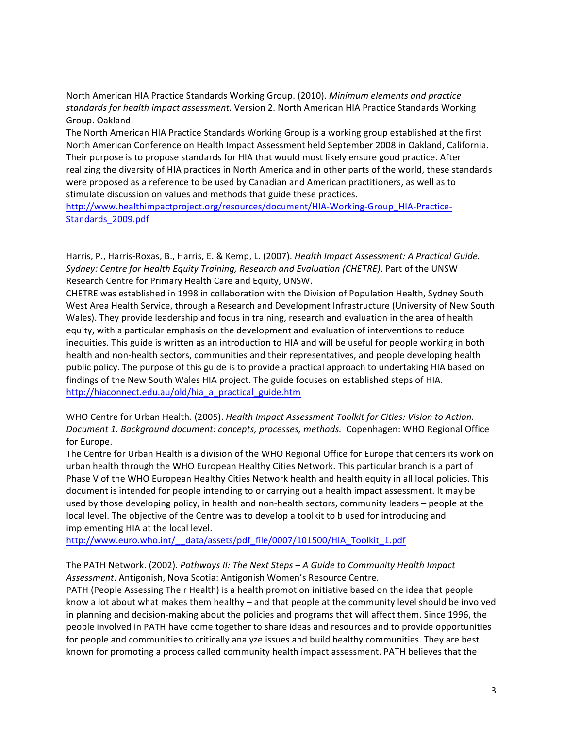North American HIA Practice Standards Working Group. (2010). *Minimum elements and practice standards for health impact assessment.* Version 2. North American HIA Practice Standards Working Group. Oakland.

The North American HIA Practice Standards Working Group is a working group established at the first North American Conference on Health Impact Assessment held September 2008 in Oakland, California. Their purpose is to propose standards for HIA that would most likely ensure good practice. After realizing the diversity of HIA practices in North America and in other parts of the world, these standards were proposed as a reference to be used by Canadian and American practitioners, as well as to stimulate discussion on values and methods that guide these practices.

http://www.healthimpactproject.org/resources/document/HIA-Working-Group_HIA-Practice-Standards_2009.pdf

Harris, P., Harris-Roxas, B., Harris, E. & Kemp, L. (2007). *Health Impact Assessment: A Practical Guide. Sydney: Centre for Health Equity Training, Research and Evaluation (CHETRE)*. Part of the UNSW Research Centre for Primary Health Care and Equity, UNSW.

CHETRE was established in 1998 in collaboration with the Division of Population Health, Sydney South West Area Health Service, through a Research and Development Infrastructure (University of New South Wales). They provide leadership and focus in training, research and evaluation in the area of health equity, with a particular emphasis on the development and evaluation of interventions to reduce inequities. This guide is written as an introduction to HIA and will be useful for people working in both health and non-health sectors, communities and their representatives, and people developing health public policy. The purpose of this guide is to provide a practical approach to undertaking HIA based on findings of the New South Wales HIA project. The guide focuses on established steps of HIA.

http://hiaconnect.edu.au/old/hia_a_practical_guide.htm

WHO Centre for Urban Health. (2005). *Health Impact Assessment Toolkit for Cities: Vision to Action. Document 1. Background document: concepts, processes, methods.* Copenhagen: WHO Regional Office for Europe.

The Centre for Urban Health is a division of the WHO Regional Office for Europe that centers its work on urban health through the WHO European Healthy Cities Network. This particular branch is a part of Phase V of the WHO European Healthy Cities Network health and health equity in all local policies. This document is intended for people intending to or carrying out a health impact assessment. It may be used by those developing policy, in health and non-health sectors, community leaders – people at the local level. The objective of the Centre was to develop a toolkit to b used for introducing and implementing HIA at the local level.

http://www.euro.who.int/__data/assets/pdf_file/0007/101500/HIA_Toolkit_1.pdf

The PATH Network. (2002). *Pathways II: The Next Steps – A Guide to Community Health Impact Assessment*. Antigonish, Nova Scotia: Antigonish Women's Resource Centre.

PATH (People Assessing Their Health) is a health promotion initiative based on the idea that people know a lot about what makes them healthy – and that people at the community level should be involved in planning and decision-making about the policies and programs that will affect them. Since 1996, the people involved in PATH have come together to share ideas and resources and to provide opportunities for people and communities to critically analyze issues and build healthy communities. They are best known for promoting a process called community health impact assessment. PATH believes that the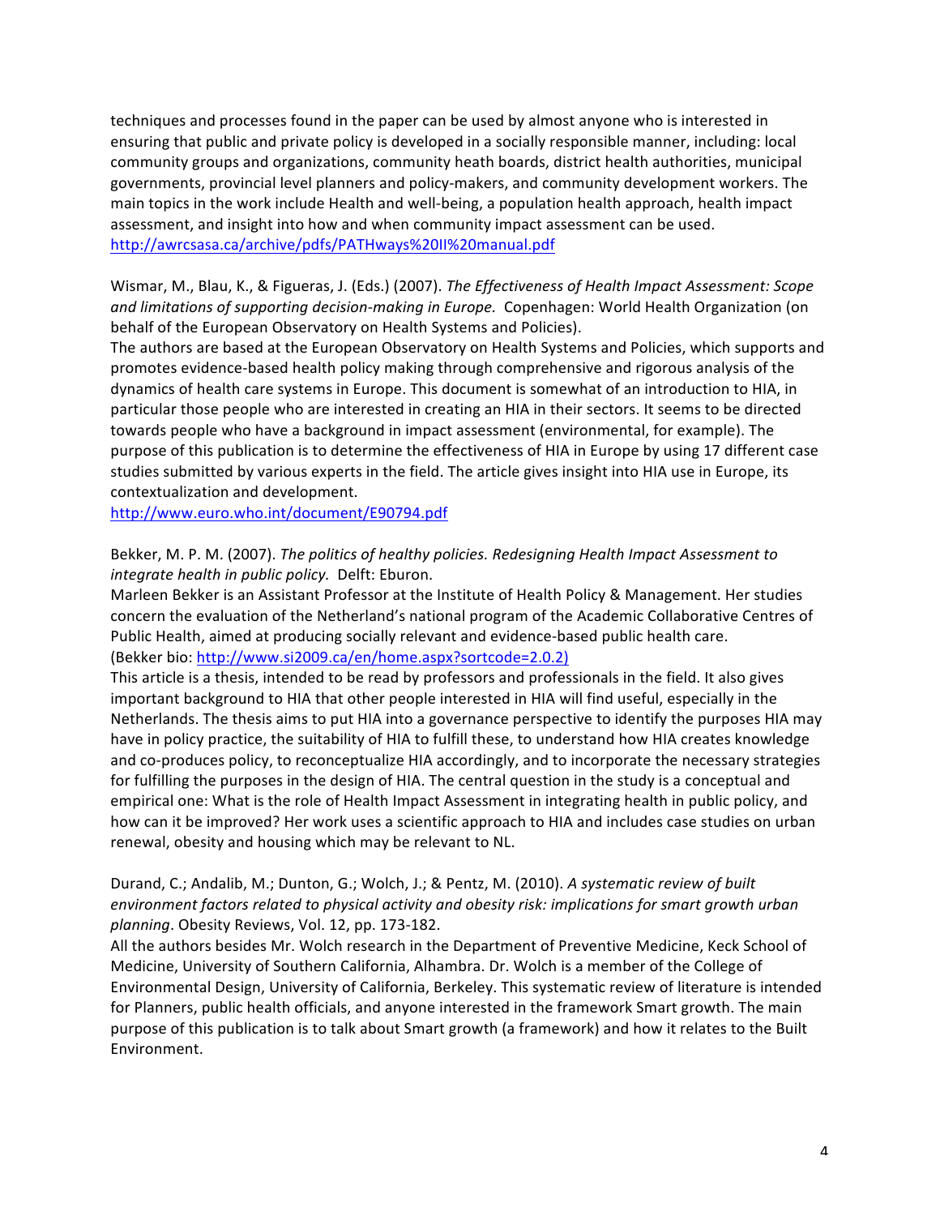techniques and processes found in the paper can be used by almost anyone who is interested in ensuring that public and private policy is developed in a socially responsible manner, including: local community groups and organizations, community heath boards, district health authorities, municipal governments, provincial level planners and policy-makers, and community development workers. The main topics in the work include Health and well-being, a population health approach, health impact assessment, and insight into how and when community impact assessment can be used.
http://awrcsasa.ca/archive/pdfs/PATHways%20II%20manual.pdf

Wismar, M., Blau, K., & Figueras, J. (Eds.) (2007). *The Effectiveness of Health Impact Assessment: Scope and limitations of supporting decision-making in Europe.* Copenhagen: World Health Organization (on behalf of the European Observatory on Health Systems and Policies).
The authors are based at the European Observatory on Health Systems and Policies, which supports and promotes evidence-based health policy making through comprehensive and rigorous analysis of the dynamics of health care systems in Europe. This document is somewhat of an introduction to HIA, in particular those people who are interested in creating an HIA in their sectors. It seems to be directed towards people who have a background in impact assessment (environmental, for example). The purpose of this publication is to determine the effectiveness of HIA in Europe by using 17 different case studies submitted by various experts in the field. The article gives insight into HIA use in Europe, its contextualization and development.
http://www.euro.who.int/document/E90794.pdf

Bekker, M. P. M. (2007). *The politics of healthy policies. Redesigning Health Impact Assessment to integrate health in public policy.* Delft: Eburon.
Marleen Bekker is an Assistant Professor at the Institute of Health Policy & Management. Her studies concern the evaluation of the Netherland's national program of the Academic Collaborative Centres of Public Health, aimed at producing socially relevant and evidence-based public health care.
(Bekker bio: http://www.si2009.ca/en/home.aspx?sortcode=2.0.2)
This article is a thesis, intended to be read by professors and professionals in the field. It also gives important background to HIA that other people interested in HIA will find useful, especially in the Netherlands. The thesis aims to put HIA into a governance perspective to identify the purposes HIA may have in policy practice, the suitability of HIA to fulfill these, to understand how HIA creates knowledge and co-produces policy, to reconceptualize HIA accordingly, and to incorporate the necessary strategies for fulfilling the purposes in the design of HIA. The central question in the study is a conceptual and empirical one: What is the role of Health Impact Assessment in integrating health in public policy, and how can it be improved? Her work uses a scientific approach to HIA and includes case studies on urban renewal, obesity and housing which may be relevant to NL.

Durand, C.; Andalib, M.; Dunton, G.; Wolch, J.; & Pentz, M. (2010). *A systematic review of built environment factors related to physical activity and obesity risk: implications for smart growth urban planning*. Obesity Reviews, Vol. 12, pp. 173-182.
All the authors besides Mr. Wolch research in the Department of Preventive Medicine, Keck School of Medicine, University of Southern California, Alhambra. Dr. Wolch is a member of the College of Environmental Design, University of California, Berkeley. This systematic review of literature is intended for Planners, public health officials, and anyone interested in the framework Smart growth. The main purpose of this publication is to talk about Smart growth (a framework) and how it relates to the Built Environment.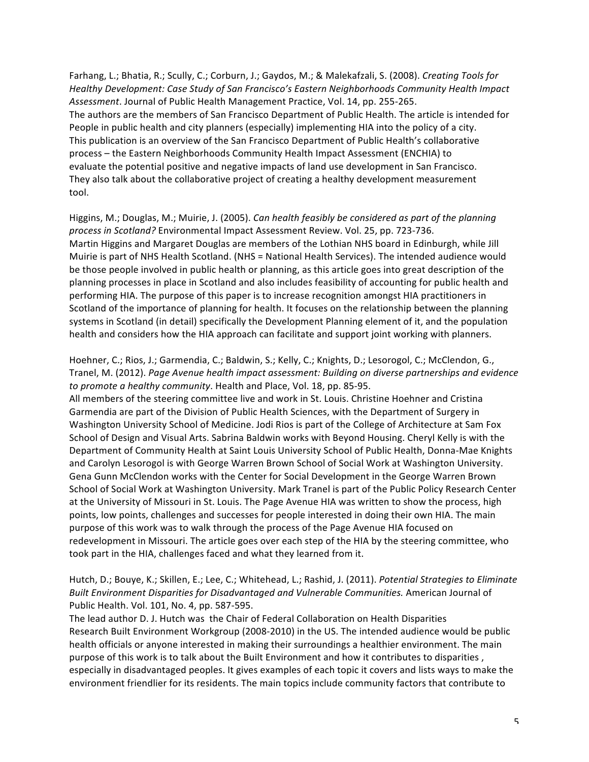Farhang, L.; Bhatia, R.; Scully, C.; Corburn, J.; Gaydos, M.; & Malekafzali, S. (2008). *Creating Tools for Healthy Development: Case Study of San Francisco's Eastern Neighborhoods Community Health Impact Assessment*. Journal of Public Health Management Practice, Vol. 14, pp. 255-265.
The authors are the members of San Francisco Department of Public Health. The article is intended for People in public health and city planners (especially) implementing HIA into the policy of a city. This publication is an overview of the San Francisco Department of Public Health's collaborative process – the Eastern Neighborhoods Community Health Impact Assessment (ENCHIA) to evaluate the potential positive and negative impacts of land use development in San Francisco. They also talk about the collaborative project of creating a healthy development measurement tool.

Higgins, M.; Douglas, M.; Muirie, J. (2005). *Can health feasibly be considered as part of the planning process in Scotland?* Environmental Impact Assessment Review. Vol. 25, pp. 723-736.
Martin Higgins and Margaret Douglas are members of the Lothian NHS board in Edinburgh, while Jill Muirie is part of NHS Health Scotland. (NHS = National Health Services). The intended audience would be those people involved in public health or planning, as this article goes into great description of the planning processes in place in Scotland and also includes feasibility of accounting for public health and performing HIA. The purpose of this paper is to increase recognition amongst HIA practitioners in Scotland of the importance of planning for health. It focuses on the relationship between the planning systems in Scotland (in detail) specifically the Development Planning element of it, and the population health and considers how the HIA approach can facilitate and support joint working with planners.

Hoehner, C.; Rios, J.; Garmendia, C.; Baldwin, S.; Kelly, C.; Knights, D.; Lesorogol, C.; McClendon, G., Tranel, M. (2012). *Page Avenue health impact assessment: Building on diverse partnerships and evidence to promote a healthy community*. Health and Place, Vol. 18, pp. 85-95.
All members of the steering committee live and work in St. Louis. Christine Hoehner and Cristina Garmendia are part of the Division of Public Health Sciences, with the Department of Surgery in Washington University School of Medicine. Jodi Rios is part of the College of Architecture at Sam Fox School of Design and Visual Arts. Sabrina Baldwin works with Beyond Housing. Cheryl Kelly is with the Department of Community Health at Saint Louis University School of Public Health, Donna-Mae Knights and Carolyn Lesorogol is with George Warren Brown School of Social Work at Washington University. Gena Gunn McClendon works with the Center for Social Development in the George Warren Brown School of Social Work at Washington University. Mark Tranel is part of the Public Policy Research Center at the University of Missouri in St. Louis. The Page Avenue HIA was written to show the process, high points, low points, challenges and successes for people interested in doing their own HIA. The main purpose of this work was to walk through the process of the Page Avenue HIA focused on redevelopment in Missouri. The article goes over each step of the HIA by the steering committee, who took part in the HIA, challenges faced and what they learned from it.

Hutch, D.; Bouye, K.; Skillen, E.; Lee, C.; Whitehead, L.; Rashid, J. (2011). *Potential Strategies to Eliminate Built Environment Disparities for Disadvantaged and Vulnerable Communities.* American Journal of Public Health. Vol. 101, No. 4, pp. 587-595.
The lead author D. J. Hutch was the Chair of Federal Collaboration on Health Disparities Research Built Environment Workgroup (2008-2010) in the US. The intended audience would be public health officials or anyone interested in making their surroundings a healthier environment. The main purpose of this work is to talk about the Built Environment and how it contributes to disparities , especially in disadvantaged peoples. It gives examples of each topic it covers and lists ways to make the environment friendlier for its residents. The main topics include community factors that contribute to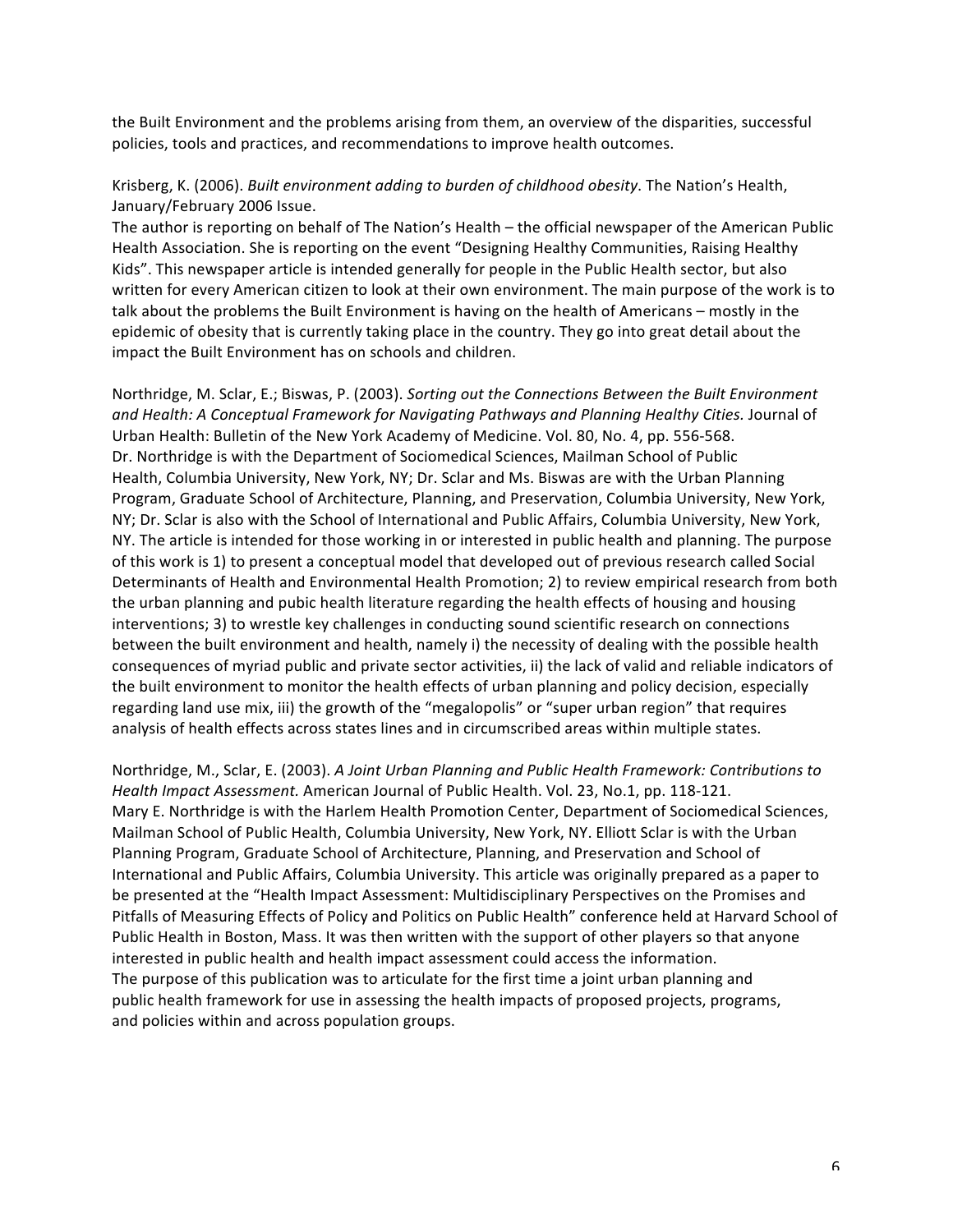the Built Environment and the problems arising from them, an overview of the disparities, successful policies, tools and practices, and recommendations to improve health outcomes.

Krisberg, K. (2006). *Built environment adding to burden of childhood obesity*. The Nation's Health, January/February 2006 Issue.
The author is reporting on behalf of The Nation's Health – the official newspaper of the American Public Health Association. She is reporting on the event "Designing Healthy Communities, Raising Healthy Kids". This newspaper article is intended generally for people in the Public Health sector, but also written for every American citizen to look at their own environment. The main purpose of the work is to talk about the problems the Built Environment is having on the health of Americans – mostly in the epidemic of obesity that is currently taking place in the country. They go into great detail about the impact the Built Environment has on schools and children.

Northridge, M. Sclar, E.; Biswas, P. (2003). *Sorting out the Connections Between the Built Environment and Health: A Conceptual Framework for Navigating Pathways and Planning Healthy Cities.* Journal of Urban Health: Bulletin of the New York Academy of Medicine. Vol. 80, No. 4, pp. 556-568.
Dr. Northridge is with the Department of Sociomedical Sciences, Mailman School of Public Health, Columbia University, New York, NY; Dr. Sclar and Ms. Biswas are with the Urban Planning Program, Graduate School of Architecture, Planning, and Preservation, Columbia University, New York, NY; Dr. Sclar is also with the School of International and Public Affairs, Columbia University, New York, NY. The article is intended for those working in or interested in public health and planning. The purpose of this work is 1) to present a conceptual model that developed out of previous research called Social Determinants of Health and Environmental Health Promotion; 2) to review empirical research from both the urban planning and pubic health literature regarding the health effects of housing and housing interventions; 3) to wrestle key challenges in conducting sound scientific research on connections between the built environment and health, namely i) the necessity of dealing with the possible health consequences of myriad public and private sector activities, ii) the lack of valid and reliable indicators of the built environment to monitor the health effects of urban planning and policy decision, especially regarding land use mix, iii) the growth of the "megalopolis" or "super urban region" that requires analysis of health effects across states lines and in circumscribed areas within multiple states.

Northridge, M., Sclar, E. (2003). *A Joint Urban Planning and Public Health Framework: Contributions to Health Impact Assessment.* American Journal of Public Health. Vol. 23, No.1, pp. 118-121.
Mary E. Northridge is with the Harlem Health Promotion Center, Department of Sociomedical Sciences, Mailman School of Public Health, Columbia University, New York, NY. Elliott Sclar is with the Urban Planning Program, Graduate School of Architecture, Planning, and Preservation and School of International and Public Affairs, Columbia University. This article was originally prepared as a paper to be presented at the "Health Impact Assessment: Multidisciplinary Perspectives on the Promises and Pitfalls of Measuring Effects of Policy and Politics on Public Health" conference held at Harvard School of Public Health in Boston, Mass. It was then written with the support of other players so that anyone interested in public health and health impact assessment could access the information.
The purpose of this publication was to articulate for the first time a joint urban planning and public health framework for use in assessing the health impacts of proposed projects, programs, and policies within and across population groups.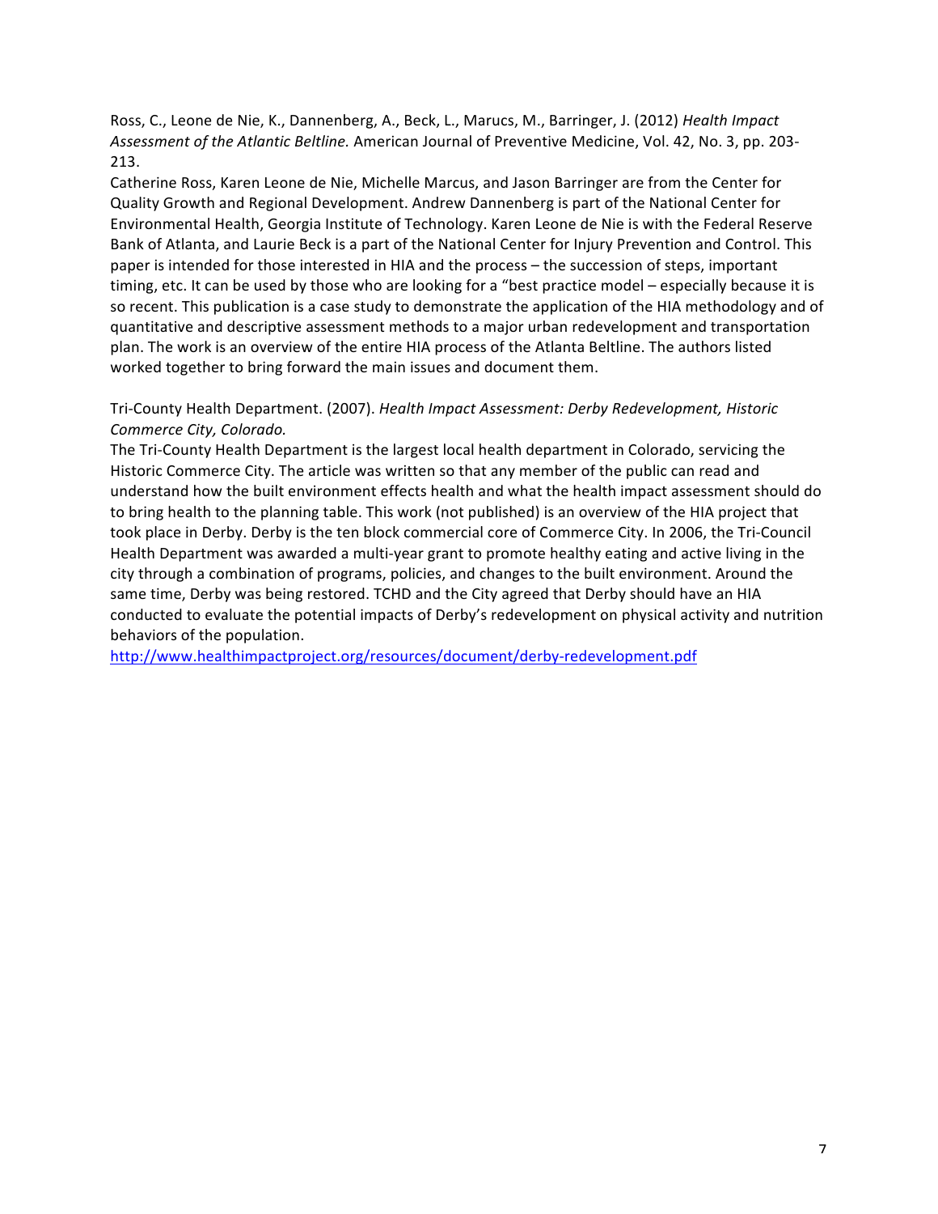Ross, C., Leone de Nie, K., Dannenberg, A., Beck, L., Marucs, M., Barringer, J. (2012) *Health Impact Assessment of the Atlantic Beltline.* American Journal of Preventive Medicine, Vol. 42, No. 3, pp. 203-213.

Catherine Ross, Karen Leone de Nie, Michelle Marcus, and Jason Barringer are from the Center for Quality Growth and Regional Development. Andrew Dannenberg is part of the National Center for Environmental Health, Georgia Institute of Technology. Karen Leone de Nie is with the Federal Reserve Bank of Atlanta, and Laurie Beck is a part of the National Center for Injury Prevention and Control. This paper is intended for those interested in HIA and the process – the succession of steps, important timing, etc. It can be used by those who are looking for a "best practice model – especially because it is so recent. This publication is a case study to demonstrate the application of the HIA methodology and of quantitative and descriptive assessment methods to a major urban redevelopment and transportation plan. The work is an overview of the entire HIA process of the Atlanta Beltline. The authors listed worked together to bring forward the main issues and document them.

Tri-County Health Department. (2007). *Health Impact Assessment: Derby Redevelopment, Historic Commerce City, Colorado.*

The Tri-County Health Department is the largest local health department in Colorado, servicing the Historic Commerce City. The article was written so that any member of the public can read and understand how the built environment effects health and what the health impact assessment should do to bring health to the planning table. This work (not published) is an overview of the HIA project that took place in Derby. Derby is the ten block commercial core of Commerce City. In 2006, the Tri-Council Health Department was awarded a multi-year grant to promote healthy eating and active living in the city through a combination of programs, policies, and changes to the built environment. Around the same time, Derby was being restored. TCHD and the City agreed that Derby should have an HIA conducted to evaluate the potential impacts of Derby's redevelopment on physical activity and nutrition behaviors of the population.

http://www.healthimpactproject.org/resources/document/derby-redevelopment.pdf